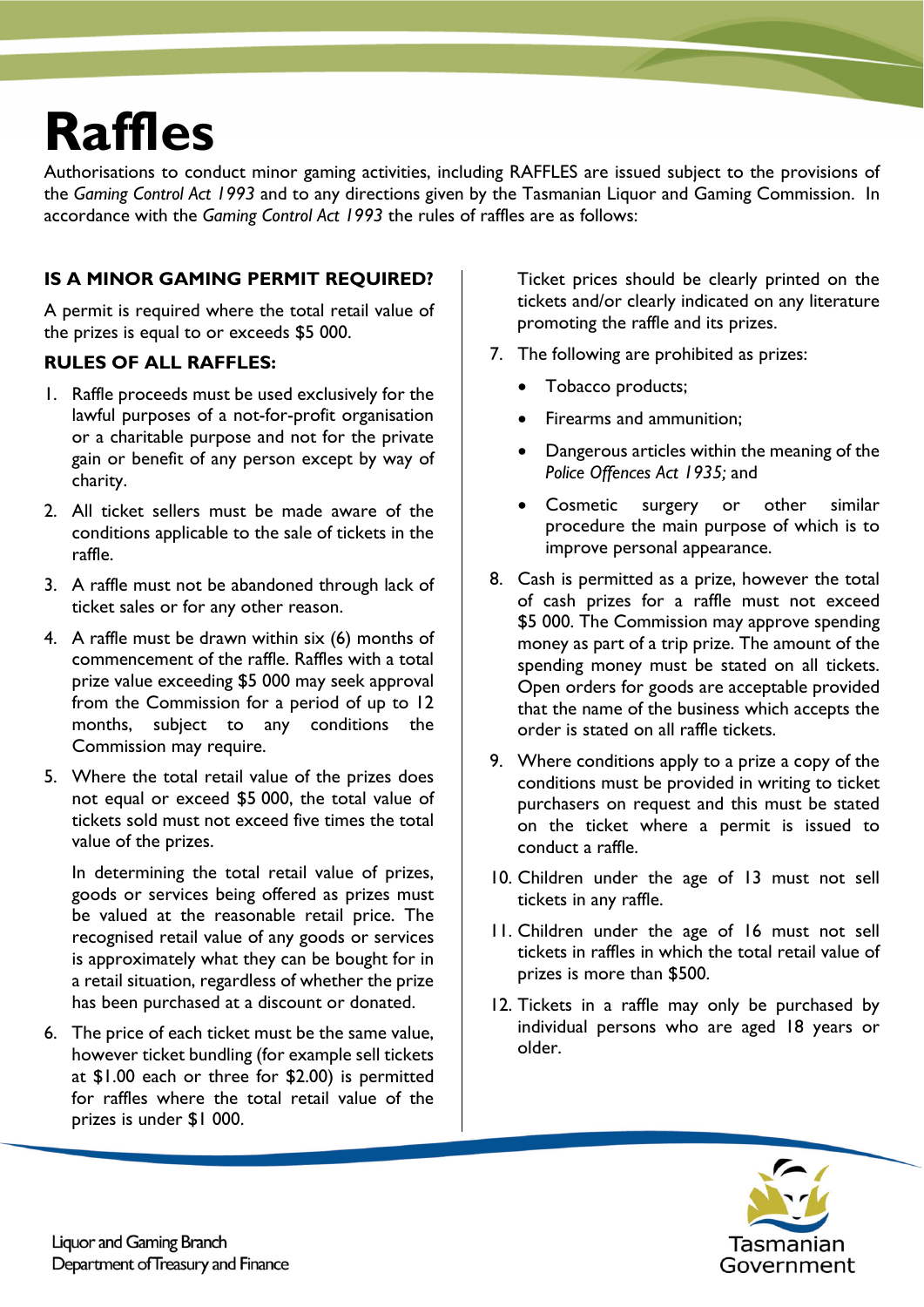# Raffles

Authorisations to conduct minor gaming activities, including RAFFLES are issued subject to the provisions of the *Gaming Control Act 1993* and to any directions given by the Tasmanian Liquor and Gaming Commission. In accordance with the *Gaming Control Act 1993* the rules of raffles are as follows:

## IS A MINOR GAMING PERMIT REQUIRED?

A permit is required where the total retail value of the prizes is equal to or exceeds $5 000.

## RULES OF ALL RAFFLES:

1. Raffle proceeds must be used exclusively for the lawful purposes of a not-for-profit organisation or a charitable purpose and not for the private gain or benefit of any person except by way of charity.
2. All ticket sellers must be made aware of the conditions applicable to the sale of tickets in the raffle.
3. A raffle must not be abandoned through lack of ticket sales or for any other reason.
4. A raffle must be drawn within six (6) months of commencement of the raffle. Raffles with a total prize value exceeding $5 000 may seek approval from the Commission for a period of up to 12 months, subject to any conditions the Commission may require.
5. Where the total retail value of the prizes does not equal or exceed $5 000, the total value of tickets sold must not exceed five times the total value of the prizes.

   In determining the total retail value of prizes, goods or services being offered as prizes must be valued at the reasonable retail price. The recognised retail value of any goods or services is approximately what they can be bought for in a retail situation, regardless of whether the prize has been purchased at a discount or donated.
6. The price of each ticket must be the same value, however ticket bundling (for example sell tickets at $1.00 each or three for $2.00) is permitted for raffles where the total retail value of the prizes is under $1 000.

   Ticket prices should be clearly printed on the tickets and/or clearly indicated on any literature promoting the raffle and its prizes.
7. The following are prohibited as prizes:
   - Tobacco products;
   - Firearms and ammunition;
   - Dangerous articles within the meaning of the *Police Offences Act 1935;* and
   - Cosmetic surgery or other similar procedure the main purpose of which is to improve personal appearance.
8. Cash is permitted as a prize, however the total of cash prizes for a raffle must not exceed $5 000. The Commission may approve spending money as part of a trip prize. The amount of the spending money must be stated on all tickets. Open orders for goods are acceptable provided that the name of the business which accepts the order is stated on all raffle tickets.
9. Where conditions apply to a prize a copy of the conditions must be provided in writing to ticket purchasers on request and this must be stated on the ticket where a permit is issued to conduct a raffle.
10. Children under the age of 13 must not sell tickets in any raffle.
11. Children under the age of 16 must not sell tickets in raffles in which the total retail value of prizes is more than $500.
12. Tickets in a raffle may only be purchased by individual persons who are aged 18 years or older.

Liquor and Gaming Branch
Department of Treasury and Finance

Tasmanian Government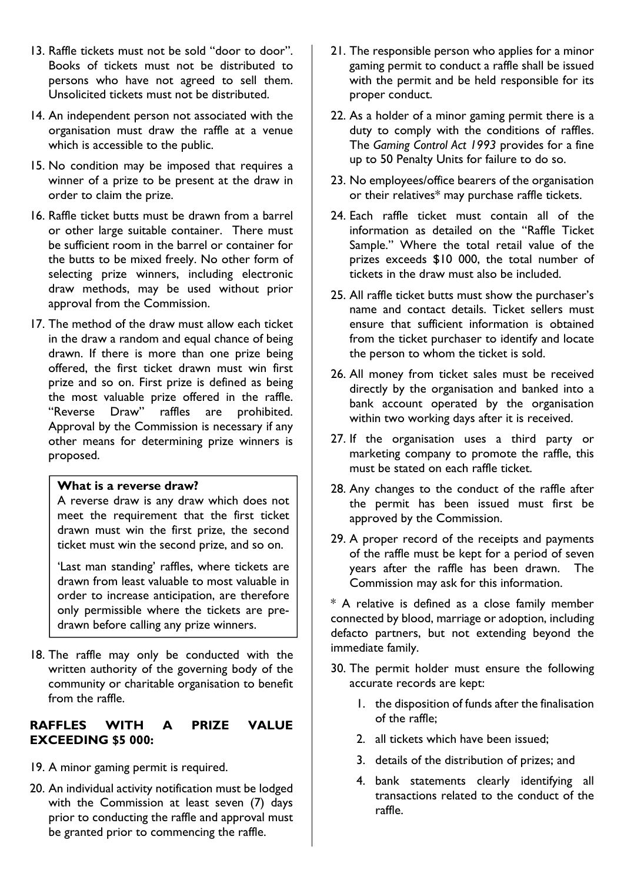13. Raffle tickets must not be sold "door to door". Books of tickets must not be distributed to persons who have not agreed to sell them. Unsolicited tickets must not be distributed.

14. An independent person not associated with the organisation must draw the raffle at a venue which is accessible to the public.

15. No condition may be imposed that requires a winner of a prize to be present at the draw in order to claim the prize.

16. Raffle ticket butts must be drawn from a barrel or other large suitable container. There must be sufficient room in the barrel or container for the butts to be mixed freely. No other form of selecting prize winners, including electronic draw methods, may be used without prior approval from the Commission.

17. The method of the draw must allow each ticket in the draw a random and equal chance of being drawn. If there is more than one prize being offered, the first ticket drawn must win first prize and so on. First prize is defined as being the most valuable prize offered in the raffle. "Reverse Draw" raffles are prohibited. Approval by the Commission is necessary if any other means for determining prize winners is proposed.

> **What is a reverse draw?**
>
> A reverse draw is any draw which does not meet the requirement that the first ticket drawn must win the first prize, the second ticket must win the second prize, and so on.
>
> 'Last man standing' raffles, where tickets are drawn from least valuable to most valuable in order to increase anticipation, are therefore only permissible where the tickets are pre-drawn before calling any prize winners.

18. The raffle may only be conducted with the written authority of the governing body of the community or charitable organisation to benefit from the raffle.

### RAFFLES WITH A PRIZE VALUE EXCEEDING $5 000:

19. A minor gaming permit is required.

20. An individual activity notification must be lodged with the Commission at least seven (7) days prior to conducting the raffle and approval must be granted prior to commencing the raffle.

21. The responsible person who applies for a minor gaming permit to conduct a raffle shall be issued with the permit and be held responsible for its proper conduct.

22. As a holder of a minor gaming permit there is a duty to comply with the conditions of raffles. The *Gaming Control Act 1993* provides for a fine up to 50 Penalty Units for failure to do so.

23. No employees/office bearers of the organisation or their relatives* may purchase raffle tickets.

24. Each raffle ticket must contain all of the information as detailed on the "Raffle Ticket Sample." Where the total retail value of the prizes exceeds $10 000, the total number of tickets in the draw must also be included.

25. All raffle ticket butts must show the purchaser's name and contact details. Ticket sellers must ensure that sufficient information is obtained from the ticket purchaser to identify and locate the person to whom the ticket is sold.

26. All money from ticket sales must be received directly by the organisation and banked into a bank account operated by the organisation within two working days after it is received.

27. If the organisation uses a third party or marketing company to promote the raffle, this must be stated on each raffle ticket.

28. Any changes to the conduct of the raffle after the permit has been issued must first be approved by the Commission.

29. A proper record of the receipts and payments of the raffle must be kept for a period of seven years after the raffle has been drawn. The Commission may ask for this information.

\* A relative is defined as a close family member connected by blood, marriage or adoption, including defacto partners, but not extending beyond the immediate family.

30. The permit holder must ensure the following accurate records are kept:
    1. the disposition of funds after the finalisation of the raffle;
    2. all tickets which have been issued;
    3. details of the distribution of prizes; and
    4. bank statements clearly identifying all transactions related to the conduct of the raffle.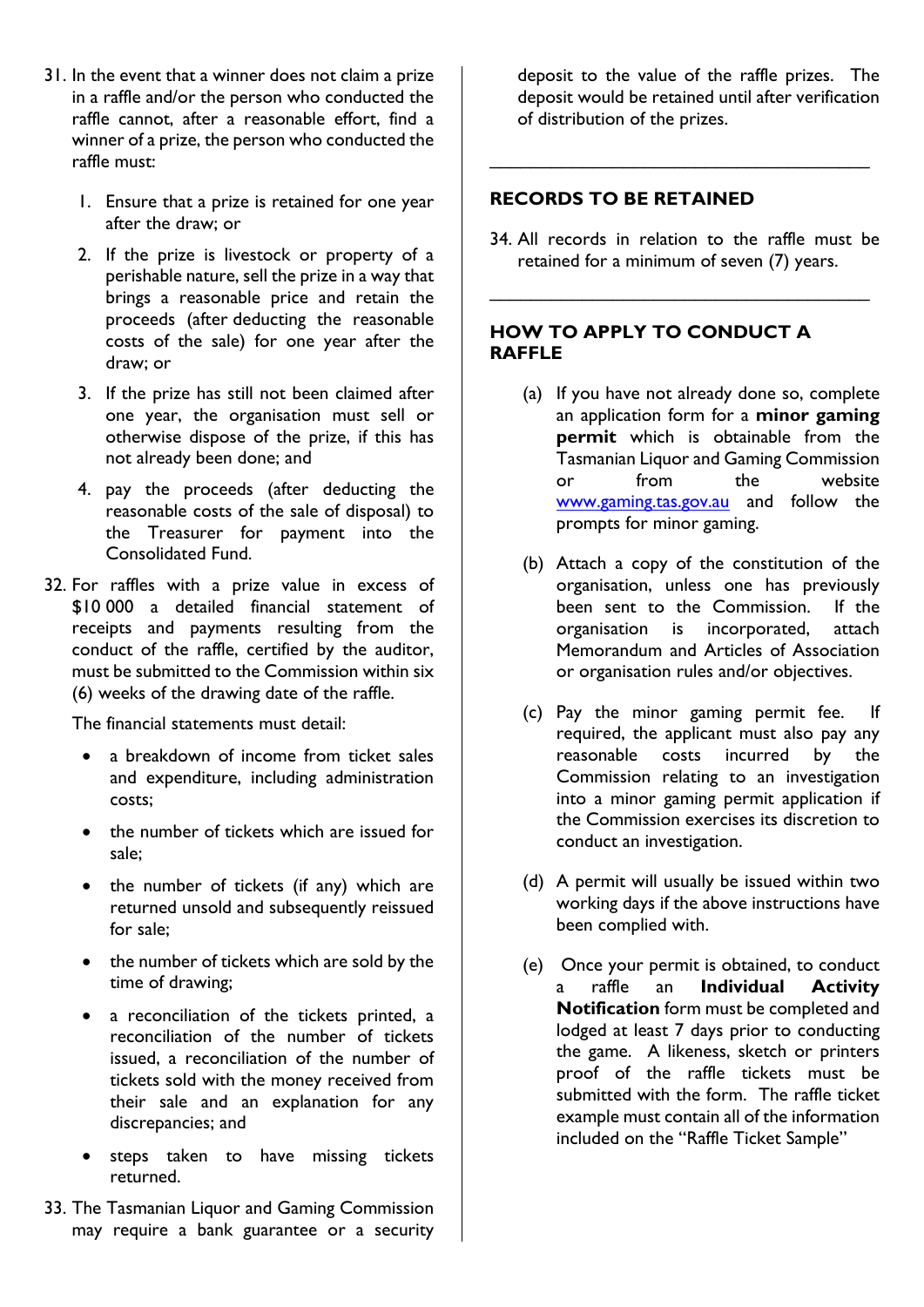31. In the event that a winner does not claim a prize in a raffle and/or the person who conducted the raffle cannot, after a reasonable effort, find a winner of a prize, the person who conducted the raffle must:

    1. Ensure that a prize is retained for one year after the draw; or
    2. If the prize is livestock or property of a perishable nature, sell the prize in a way that brings a reasonable price and retain the proceeds (after deducting the reasonable costs of the sale) for one year after the draw; or
    3. If the prize has still not been claimed after one year, the organisation must sell or otherwise dispose of the prize, if this has not already been done; and
    4. pay the proceeds (after deducting the reasonable costs of the sale of disposal) to the Treasurer for payment into the Consolidated Fund.

32. For raffles with a prize value in excess of $10 000 a detailed financial statement of receipts and payments resulting from the conduct of the raffle, certified by the auditor, must be submitted to the Commission within six (6) weeks of the drawing date of the raffle.

    The financial statements must detail:

    - a breakdown of income from ticket sales and expenditure, including administration costs;
    - the number of tickets which are issued for sale;
    - the number of tickets (if any) which are returned unsold and subsequently reissued for sale;
    - the number of tickets which are sold by the time of drawing;
    - a reconciliation of the tickets printed, a reconciliation of the number of tickets issued, a reconciliation of the number of tickets sold with the money received from their sale and an explanation for any discrepancies; and
    - steps taken to have missing tickets returned.

33. The Tasmanian Liquor and Gaming Commission may require a bank guarantee or a security deposit to the value of the raffle prizes. The deposit would be retained until after verification of distribution of the prizes.

---

## RECORDS TO BE RETAINED

34. All records in relation to the raffle must be retained for a minimum of seven (7) years.

---

## HOW TO APPLY TO CONDUCT A RAFFLE

(a) If you have not already done so, complete an application form for a **minor gaming permit** which is obtainable from the Tasmanian Liquor and Gaming Commission or from the website www.gaming.tas.gov.au and follow the prompts for minor gaming.

(b) Attach a copy of the constitution of the organisation, unless one has previously been sent to the Commission. If the organisation is incorporated, attach Memorandum and Articles of Association or organisation rules and/or objectives.

(c) Pay the minor gaming permit fee. If required, the applicant must also pay any reasonable costs incurred by the Commission relating to an investigation into a minor gaming permit application if the Commission exercises its discretion to conduct an investigation.

(d) A permit will usually be issued within two working days if the above instructions have been complied with.

(e) Once your permit is obtained, to conduct a raffle an **Individual Activity Notification** form must be completed and lodged at least 7 days prior to conducting the game. A likeness, sketch or printers proof of the raffle tickets must be submitted with the form. The raffle ticket example must contain all of the information included on the "Raffle Ticket Sample"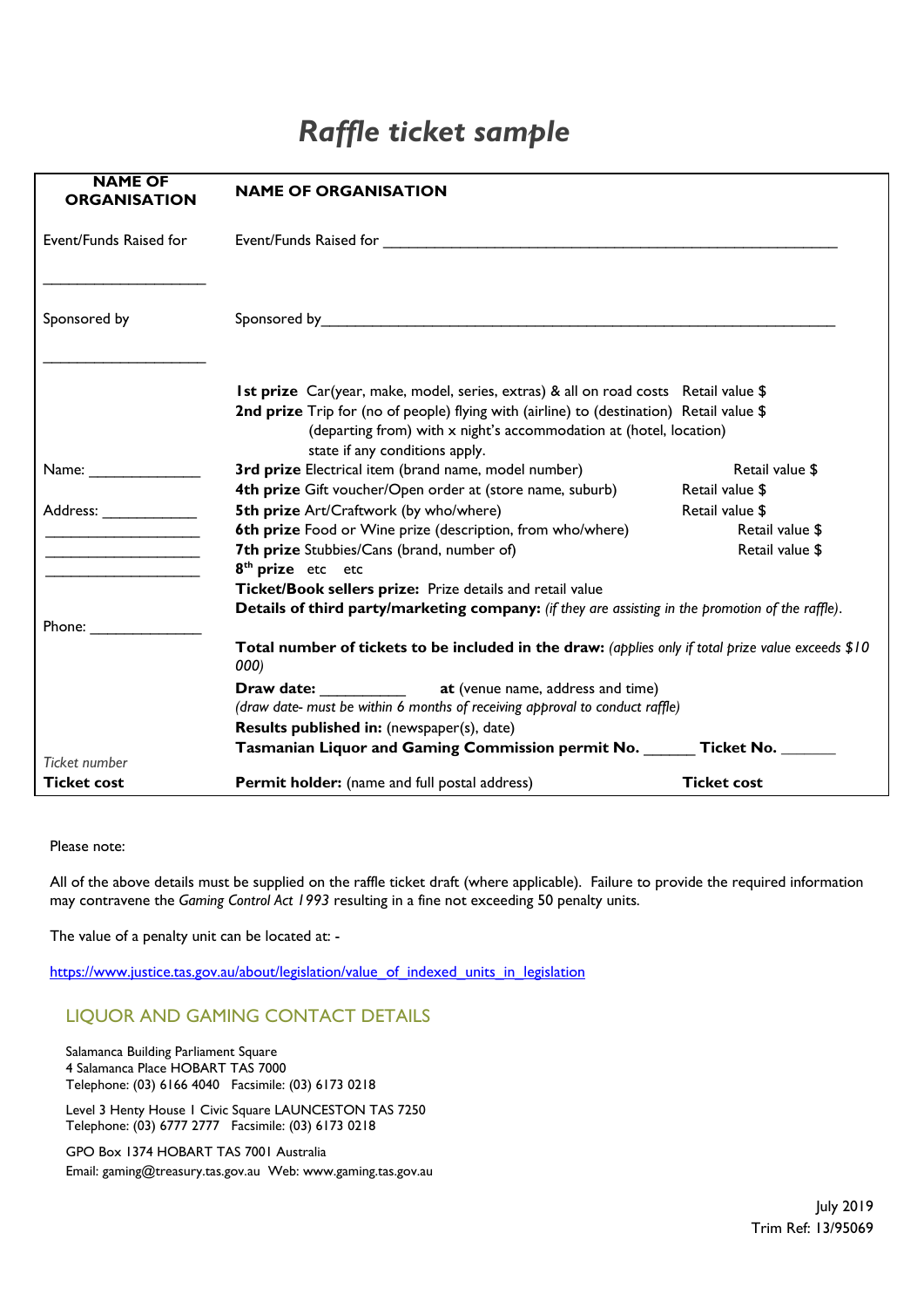# Raffle ticket sample

| **NAME OF ORGANISATION** | **NAME OF ORGANISATION** | |
|---|---|---|
| Event/Funds Raised for | Event/Funds Raised for ___________________________________________________________ | |
| ____________________ | | |
| Sponsored by | Sponsored by_______________________________________________________________ | |
| ____________________ | | |
| | **1st prize** Car(year, make, model, series, extras) & all on road costs | Retail value $ |
| | **2nd prize** Trip for (no of people) flying with (airline) to (destination) (departing from) with x night's accommodation at (hotel, location) state if any conditions apply. | Retail value $ |
| Name: ______________ | **3rd prize** Electrical item (brand name, model number) | Retail value $ |
| | **4th prize** Gift voucher/Open order at (store name, suburb) | Retail value $ |
| Address: ____________ | **5th prize** Art/Craftwork (by who/where) | Retail value $ |
| ____________________ | **6th prize** Food or Wine prize (description, from who/where) | Retail value $ |
| ____________________ | **7th prize** Stubbies/Cans (brand, number of) | Retail value $ |
| ____________________ | **8th prize** etc etc | |
| | **Ticket/Book sellers prize:** Prize details and retail value | |
| | **Details of third party/marketing company:** *(if they are assisting in the promotion of the raffle).* | |
| Phone: ______________ | | |
| | **Total number of tickets to be included in the draw:** *(applies only if total prize value exceeds $10 000)* | |
| | **Draw date:** __________ **at** (venue name, address and time) *(draw date- must be within 6 months of receiving approval to conduct raffle)* | |
| | **Results published in:** (newspaper(s), date) | |
| *Ticket number* | **Tasmanian Liquor and Gaming Commission permit No.** ______ **Ticket No.** ______ | |
| **Ticket cost** | **Permit holder:** (name and full postal address) | **Ticket cost** |

Please note:

All of the above details must be supplied on the raffle ticket draft (where applicable). Failure to provide the required information may contravene the *Gaming Control Act 1993* resulting in a fine not exceeding 50 penalty units.

The value of a penalty unit can be located at: -

https://www.justice.tas.gov.au/about/legislation/value_of_indexed_units_in_legislation

## LIQUOR AND GAMING CONTACT DETAILS

Salamanca Building Parliament Square
4 Salamanca Place HOBART TAS 7000
Telephone: (03) 6166 4040 Facsimile: (03) 6173 0218

Level 3 Henty House 1 Civic Square LAUNCESTON TAS 7250
Telephone: (03) 6777 2777 Facsimile: (03) 6173 0218

GPO Box 1374 HOBART TAS 7001 Australia
Email: gaming@treasury.tas.gov.au Web: www.gaming.tas.gov.au

July 2019
Trim Ref: 13/95069